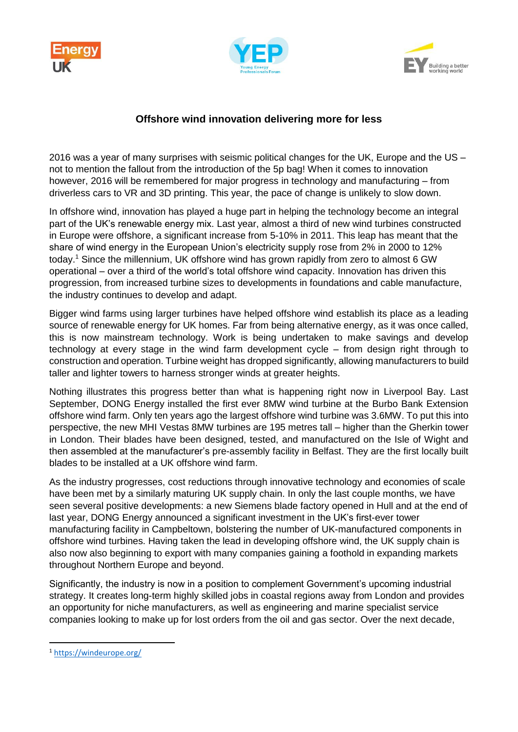# Offshore wind innovation delivering more for less

2016 was a year of many surprises with seismic political changes for the UK, Europe and the US – not to mention the fallout from the introduction of the 5p bag! When it comes to innovation however, 2016 will be remembered for major progress in technology and manufacturing – from driverless cars to VR and 3D printing. This year, the pace of change is unlikely to slow down.

In offshore wind, innovation has played a huge part in helping the technology become an integral part of the UK's renewable energy mix. Last year, almost a third of new wind turbines constructed in Europe were offshore, a significant increase from 5-10% in 2011. This leap has meant that the share of wind energy in the European Union's electricity supply rose from 2% in 2000 to 12% today.[1] Since the millennium, UK offshore wind has grown rapidly from zero to almost 6 GW operational – over a third of the world's total offshore wind capacity. Innovation has driven this progression, from increased turbine sizes to developments in foundations and cable manufacture, the industry continues to develop and adapt.

Bigger wind farms using larger turbines have helped offshore wind establish its place as a leading source of renewable energy for UK homes. Far from being alternative energy, as it was once called, this is now mainstream technology. Work is being undertaken to make savings and develop technology at every stage in the wind farm development cycle – from design right through to construction and operation. Turbine weight has dropped significantly, allowing manufacturers to build taller and lighter towers to harness stronger winds at greater heights.

Nothing illustrates this progress better than what is happening right now in Liverpool Bay. Last September, DONG Energy installed the first ever 8MW wind turbine at the Burbo Bank Extension offshore wind farm. Only ten years ago the largest offshore wind turbine was 3.6MW. To put this into perspective, the new MHI Vestas 8MW turbines are 195 metres tall – higher than the Gherkin tower in London. Their blades have been designed, tested, and manufactured on the Isle of Wight and then assembled at the manufacturer's pre-assembly facility in Belfast. They are the first locally built blades to be installed at a UK offshore wind farm.

As the industry progresses, cost reductions through innovative technology and economies of scale have been met by a similarly maturing UK supply chain. In only the last couple months, we have seen several positive developments: a new Siemens blade factory opened in Hull and at the end of last year, DONG Energy announced a significant investment in the UK's first-ever tower manufacturing facility in Campbeltown, bolstering the number of UK-manufactured components in offshore wind turbines. Having taken the lead in developing offshore wind, the UK supply chain is also now also beginning to export with many companies gaining a foothold in expanding markets throughout Northern Europe and beyond.

Significantly, the industry is now in a position to complement Government's upcoming industrial strategy. It creates long-term highly skilled jobs in coastal regions away from London and provides an opportunity for niche manufacturers, as well as engineering and marine specialist service companies looking to make up for lost orders from the oil and gas sector. Over the next decade,

---

[1] https://windeurope.org/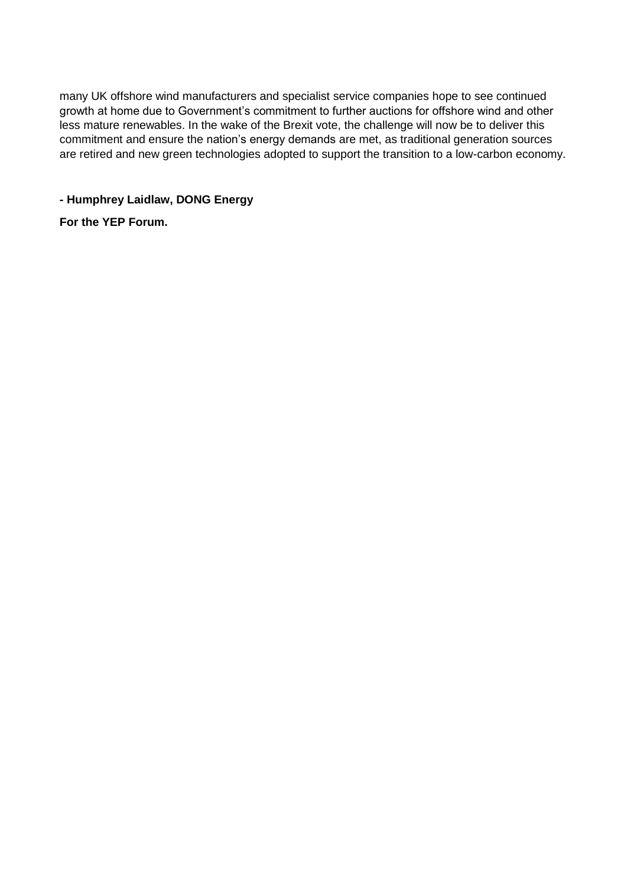many UK offshore wind manufacturers and specialist service companies hope to see continued growth at home due to Government's commitment to further auctions for offshore wind and other less mature renewables. In the wake of the Brexit vote, the challenge will now be to deliver this commitment and ensure the nation's energy demands are met, as traditional generation sources are retired and new green technologies adopted to support the transition to a low-carbon economy.

**- Humphrey Laidlaw, DONG Energy**

**For the YEP Forum.**